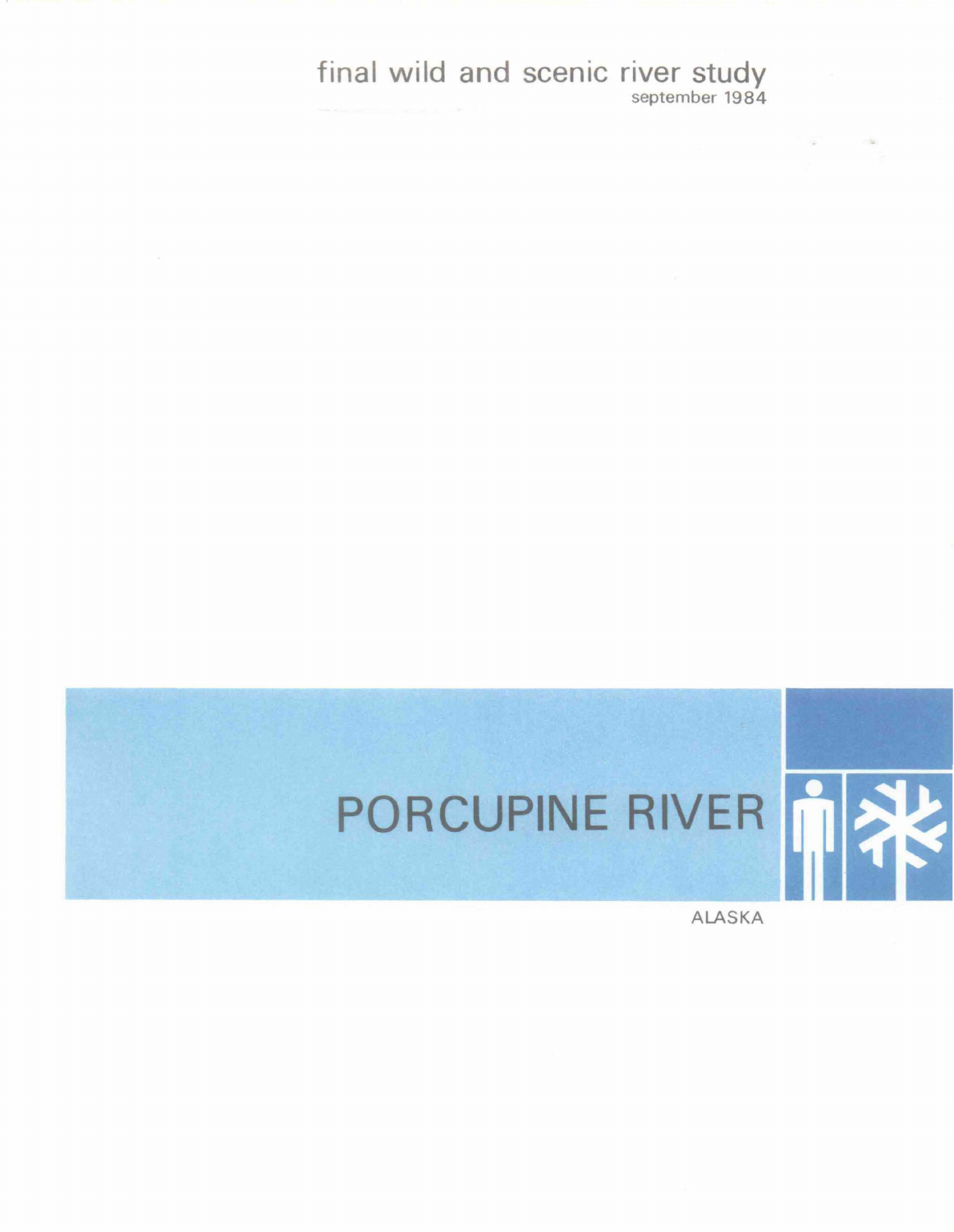final wild and scenic river study
september 1984

# PORCUPINE RIVER

ALASKA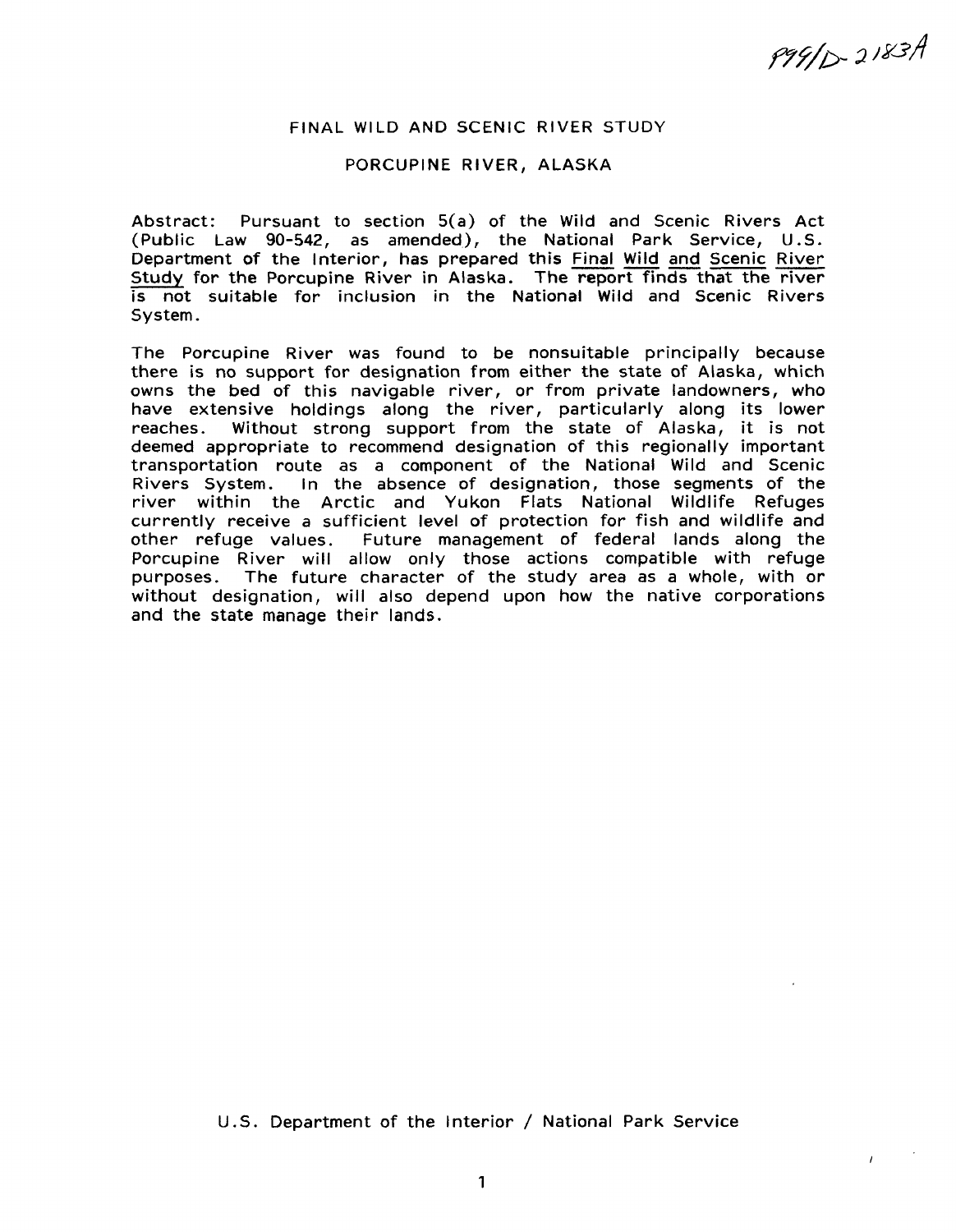P99/D-2183A

# FINAL WILD AND SCENIC RIVER STUDY

## PORCUPINE RIVER, ALASKA

Abstract: Pursuant to section 5(a) of the Wild and Scenic Rivers Act (Public Law 90-542, as amended), the National Park Service, U.S. Department of the Interior, has prepared this Final Wild and Scenic River Study for the Porcupine River in Alaska. The report finds that the river is not suitable for inclusion in the National Wild and Scenic Rivers System.

The Porcupine River was found to be nonsuitable principally because there is no support for designation from either the state of Alaska, which owns the bed of this navigable river, or from private landowners, who have extensive holdings along the river, particularly along its lower reaches. Without strong support from the state of Alaska, it is not deemed appropriate to recommend designation of this regionally important transportation route as a component of the National Wild and Scenic Rivers System. In the absence of designation, those segments of the river within the Arctic and Yukon Flats National Wildlife Refuges currently receive a sufficient level of protection for fish and wildlife and other refuge values. Future management of federal lands along the Porcupine River will allow only those actions compatible with refuge purposes. The future character of the study area as a whole, with or without designation, will also depend upon how the native corporations and the state manage their lands.

U.S. Department of the Interior / National Park Service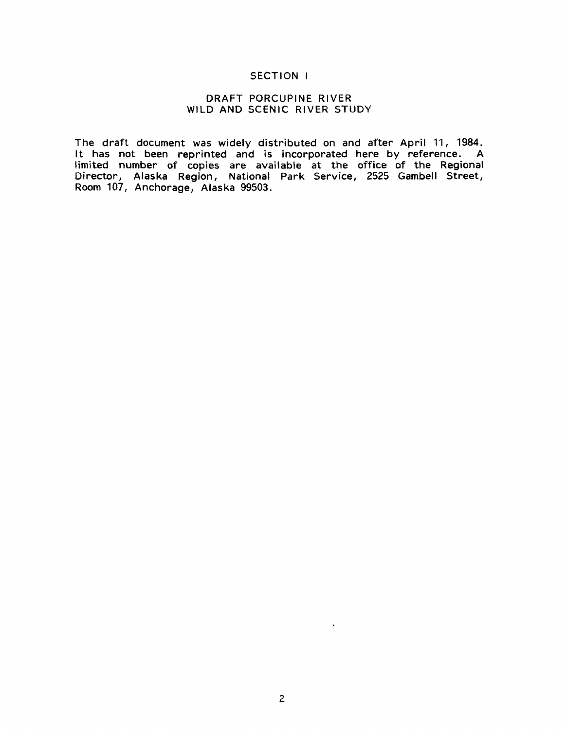# SECTION I

## DRAFT PORCUPINE RIVER WILD AND SCENIC RIVER STUDY

The draft document was widely distributed on and after April 11, 1984. It has not been reprinted and is incorporated here by reference. A limited number of copies are available at the office of the Regional Director, Alaska Region, National Park Service, 2525 Gambell Street, Room 107, Anchorage, Alaska 99503.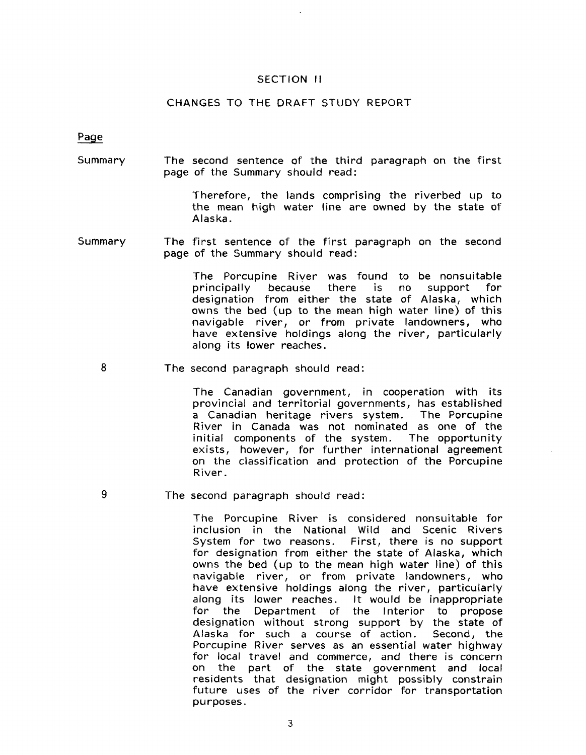## SECTION II

## CHANGES TO THE DRAFT STUDY REPORT

<u>Page</u>

Summary — The second sentence of the third paragraph on the first page of the Summary should read:

> Therefore, the lands comprising the riverbed up to the mean high water line are owned by the state of Alaska.

Summary — The first sentence of the first paragraph on the second page of the Summary should read:

> The Porcupine River was found to be nonsuitable principally because there is no support for designation from either the state of Alaska, which owns the bed (up to the mean high water line) of this navigable river, or from private landowners, who have extensive holdings along the river, particularly along its lower reaches.

8 — The second paragraph should read:

> The Canadian government, in cooperation with its provincial and territorial governments, has established a Canadian heritage rivers system. The Porcupine River in Canada was not nominated as one of the initial components of the system. The opportunity exists, however, for further international agreement on the classification and protection of the Porcupine River.

9 — The second paragraph should read:

> The Porcupine River is considered nonsuitable for inclusion in the National Wild and Scenic Rivers System for two reasons. First, there is no support for designation from either the state of Alaska, which owns the bed (up to the mean high water line) of this navigable river, or from private landowners, who have extensive holdings along the river, particularly along its lower reaches. It would be inappropriate for the Department of the Interior to propose designation without strong support by the state of Alaska for such a course of action. Second, the Porcupine River serves as an essential water highway for local travel and commerce, and there is concern on the part of the state government and local residents that designation might possibly constrain future uses of the river corridor for transportation purposes.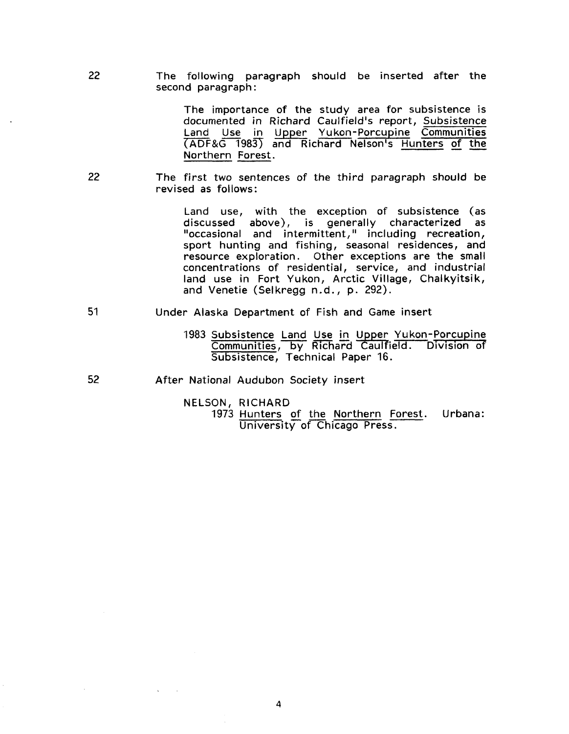22 The following paragraph should be inserted after the second paragraph:

> The importance of the study area for subsistence is documented in Richard Caulfield's report, <u>Subsistence Land Use in Upper Yukon-Porcupine Communities</u> (ADF&G 1983) and Richard Nelson's <u>Hunters of the Northern Forest</u>.

22 The first two sentences of the third paragraph should be revised as follows:

> Land use, with the exception of subsistence (as discussed above), is generally characterized as "occasional and intermittent," including recreation, sport hunting and fishing, seasonal residences, and resource exploration. Other exceptions are the small concentrations of residential, service, and industrial land use in Fort Yukon, Arctic Village, Chalkyitsik, and Venetie (Selkregg n.d., p. 292).

51 Under Alaska Department of Fish and Game insert

> 1983 <u>Subsistence Land Use in Upper Yukon-Porcupine Communities</u>, by Richard Caulfield. Division of Subsistence, Technical Paper 16.

52 After National Audubon Society insert

> NELSON, RICHARD
> 1973 <u>Hunters of the Northern Forest</u>. Urbana: University of Chicago Press.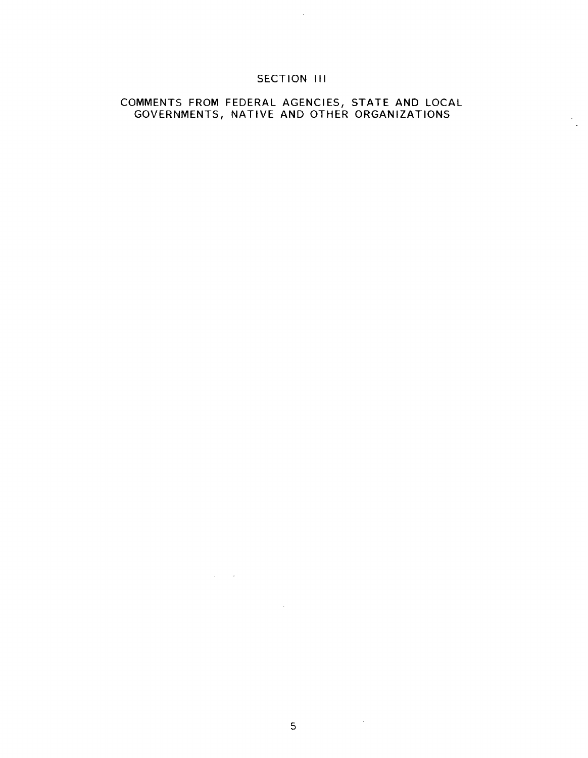# SECTION III

## COMMENTS FROM FEDERAL AGENCIES, STATE AND LOCAL GOVERNMENTS, NATIVE AND OTHER ORGANIZATIONS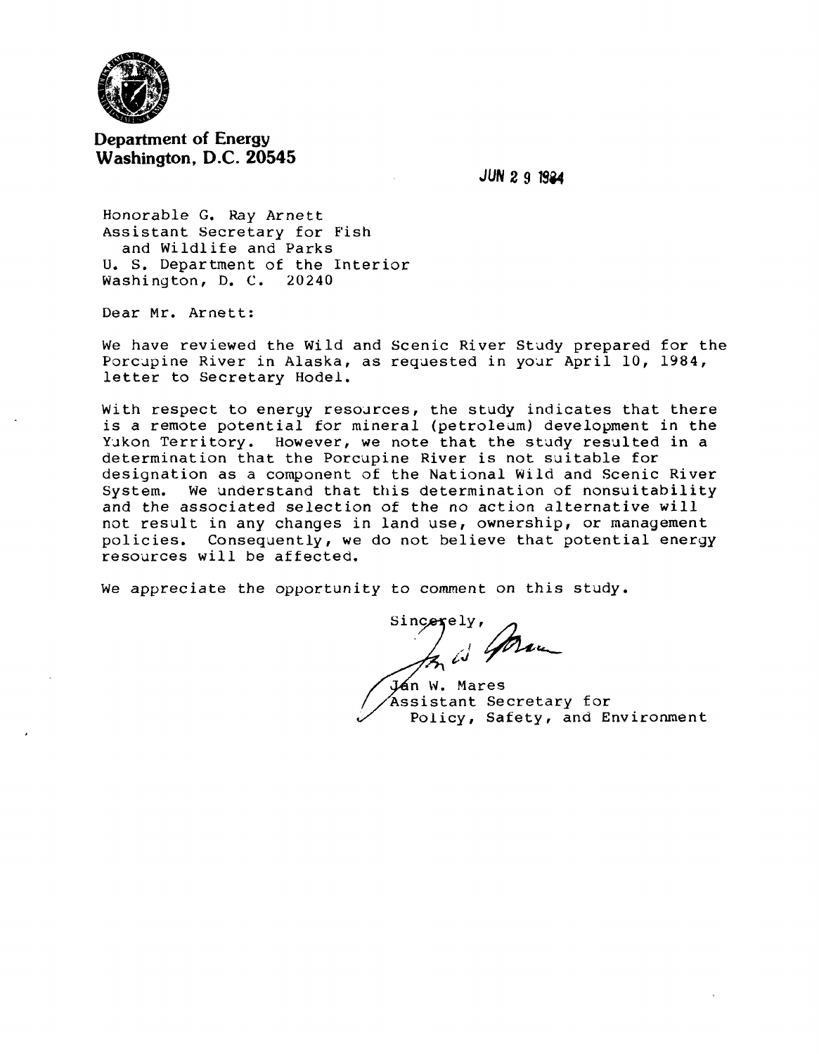**Department of Energy**
**Washington, D.C. 20545**

JUN 29 1984

Honorable G. Ray Arnett
Assistant Secretary for Fish
and Wildlife and Parks
U. S. Department of the Interior
Washington, D. C. 20240

Dear Mr. Arnett:

We have reviewed the Wild and Scenic River Study prepared for the Porcupine River in Alaska, as requested in your April 10, 1984, letter to Secretary Hodel.

With respect to energy resources, the study indicates that there is a remote potential for mineral (petroleum) development in the Yukon Territory. However, we note that the study resulted in a determination that the Porcupine River is not suitable for designation as a component of the National Wild and Scenic River System. We understand that this determination of nonsuitability and the associated selection of the no action alternative will not result in any changes in land use, ownership, or management policies. Consequently, we do not believe that potential energy resources will be affected.

We appreciate the opportunity to comment on this study.

Sincerely,

Jan W. Mares
Assistant Secretary for
Policy, Safety, and Environment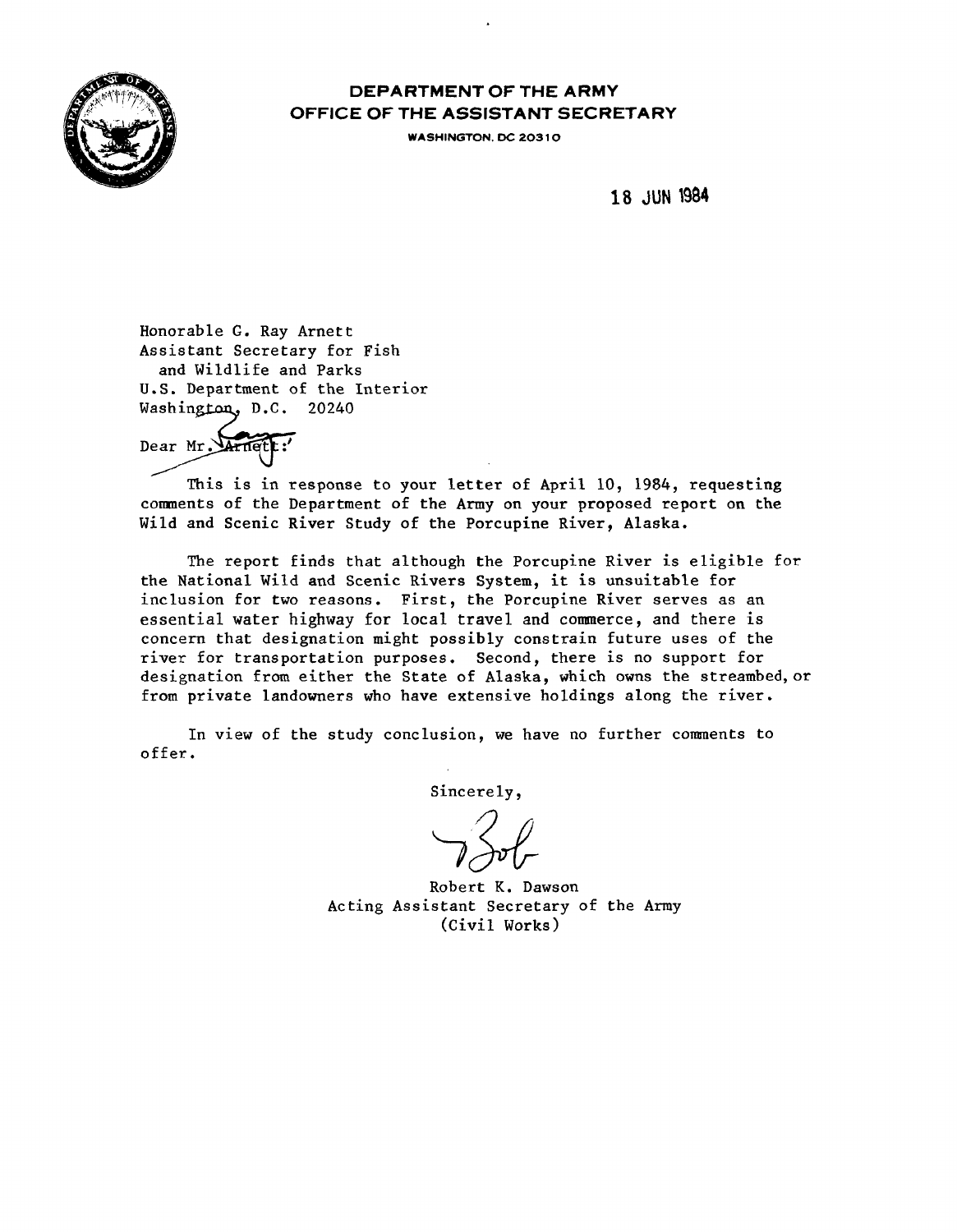# DEPARTMENT OF THE ARMY
## OFFICE OF THE ASSISTANT SECRETARY

WASHINGTON, DC 20310

18 JUN 1984

Honorable G. Ray Arnett
Assistant Secretary for Fish
and Wildlife and Parks
U.S. Department of the Interior
Washington, D.C. 20240

Dear Mr. Arnett:

This is in response to your letter of April 10, 1984, requesting comments of the Department of the Army on your proposed report on the Wild and Scenic River Study of the Porcupine River, Alaska.

The report finds that although the Porcupine River is eligible for the National Wild and Scenic Rivers System, it is unsuitable for inclusion for two reasons. First, the Porcupine River serves as an essential water highway for local travel and commerce, and there is concern that designation might possibly constrain future uses of the river for transportation purposes. Second, there is no support for designation from either the State of Alaska, which owns the streambed, or from private landowners who have extensive holdings along the river.

In view of the study conclusion, we have no further comments to offer.

Sincerely,

Robert K. Dawson
Acting Assistant Secretary of the Army
(Civil Works)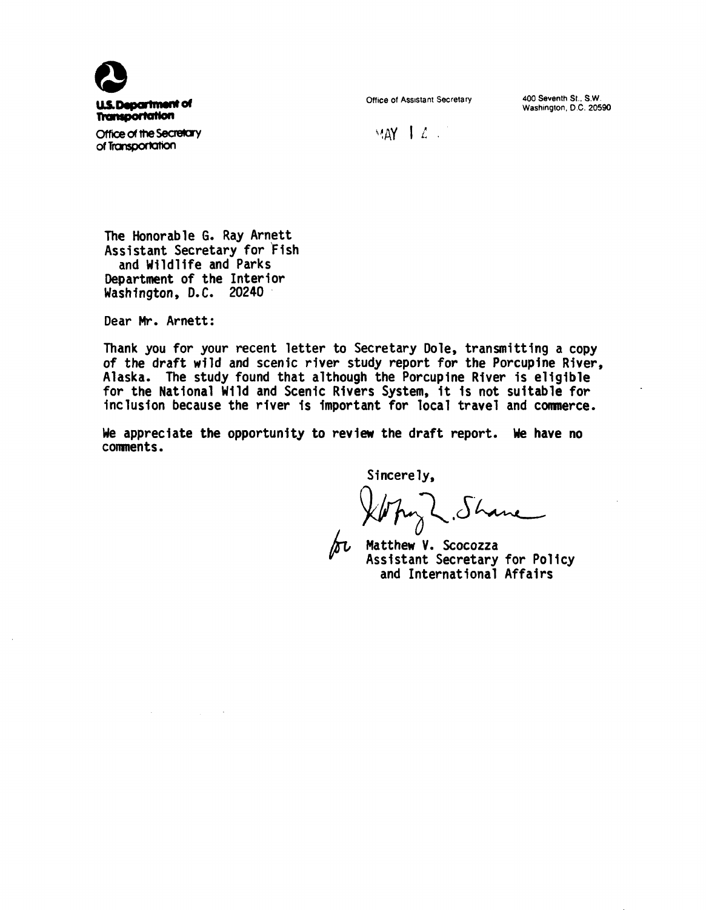**U.S. Department of Transportation**

Office of the Secretary of Transportation

Office of Assistant Secretary

400 Seventh St., S.W.
Washington, D.C. 20590

MAY 14

The Honorable G. Ray Arnett
Assistant Secretary for Fish
and Wildlife and Parks
Department of the Interior
Washington, D.C. 20240

Dear Mr. Arnett:

Thank you for your recent letter to Secretary Dole, transmitting a copy of the draft wild and scenic river study report for the Porcupine River, Alaska. The study found that although the Porcupine River is eligible for the National Wild and Scenic Rivers System, it is not suitable for inclusion because the river is important for local travel and commerce.

We appreciate the opportunity to review the draft report. We have no comments.

Sincerely,

for Matthew V. Scocozza
Assistant Secretary for Policy
and International Affairs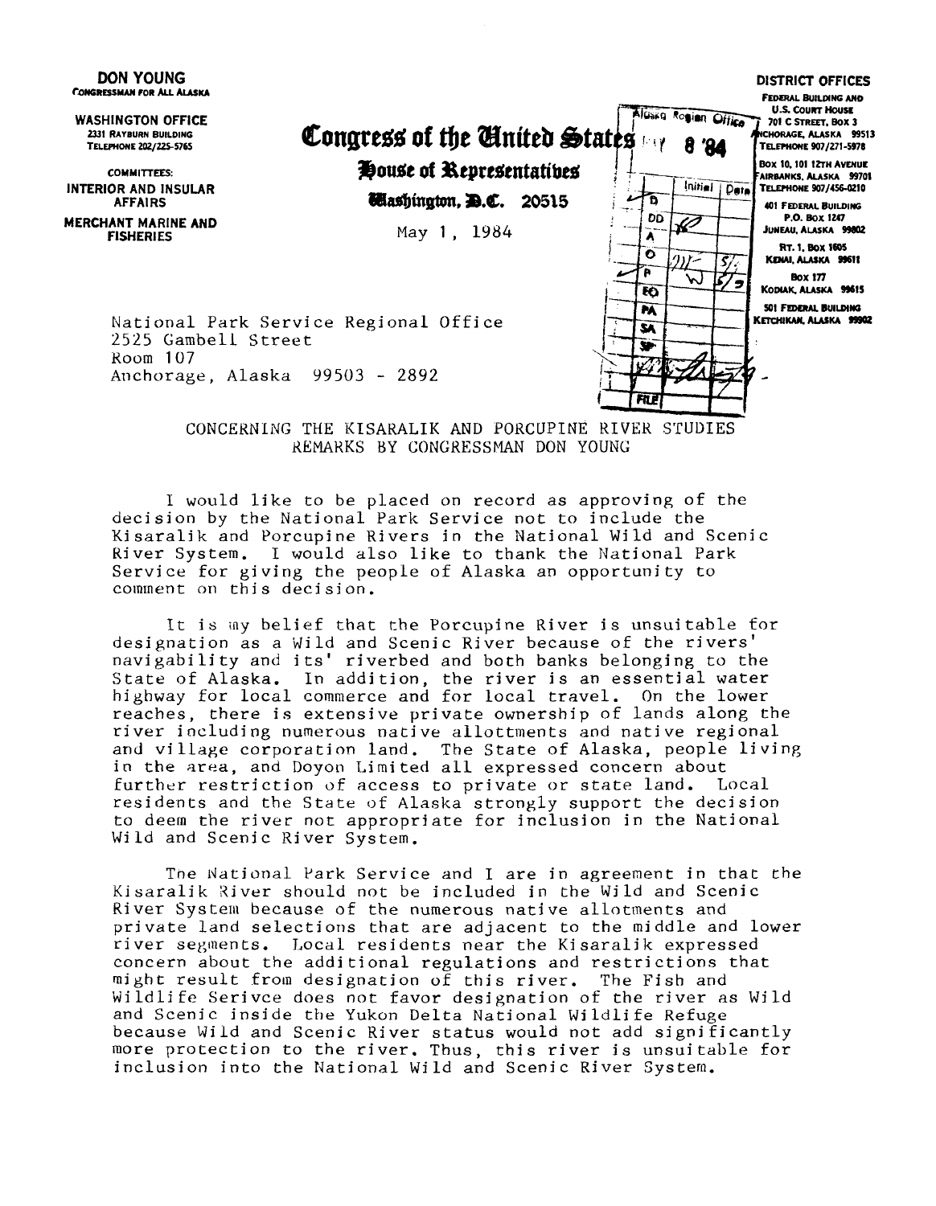**DON YOUNG**
CONGRESSMAN FOR ALL ALASKA

**WASHINGTON OFFICE**
2331 RAYBURN BUILDING
TELEPHONE 202/225-5765

COMMITTEES:
**INTERIOR AND INSULAR AFFAIRS**
**MERCHANT MARINE AND FISHERIES**

# Congress of the United States
## House of Representatives
### Washington, D.C. 20515

May 1, 1984

**DISTRICT OFFICES**
FEDERAL BUILDING AND U.S. COURT HOUSE
701 C STREET, BOX 3
ANCHORAGE, ALASKA 99513
TELEPHONE 907/271-5978

BOX 10, 101 12TH AVENUE
FAIRBANKS, ALASKA 99701
TELEPHONE 907/456-0210

401 FEDERAL BUILDING
P.O. BOX 1247
JUNEAU, ALASKA 99802

RT. 1, BOX 1605
KENAI, ALASKA 99611

BOX 177
KODIAK, ALASKA 99615

501 FEDERAL BUILDING
KETCHIKAN, ALASKA 99902

Alaska Region Office
MAY 8 '84

| | Initial | Date |
|---|---|---|
| D | | |
| DD | | |
| A | | |
| O | | 5/ |
| P | | 5/9 |
| EO | | |
| PA | | |
| SA | | |
| SP | | |
| | | |
| FILE | | |

National Park Service Regional Office
2525 Gambell Street
Room 107
Anchorage, Alaska 99503 - 2892

CONCERNING THE KISARALIK AND PORCUPINE RIVER STUDIES
REMARKS BY CONGRESSMAN DON YOUNG

I would like to be placed on record as approving of the decision by the National Park Service not to include the Kisaralik and Porcupine Rivers in the National Wild and Scenic River System. I would also like to thank the National Park Service for giving the people of Alaska an opportunity to comment on this decision.

It is my belief that the Porcupine River is unsuitable for designation as a Wild and Scenic River because of the rivers' navigability and its' riverbed and both banks belonging to the State of Alaska. In addition, the river is an essential water highway for local commerce and for local travel. On the lower reaches, there is extensive private ownership of lands along the river including numerous native allottments and native regional and village corporation land. The State of Alaska, people living in the area, and Doyon Limited all expressed concern about further restriction of access to private or state land. Local residents and the State of Alaska strongly support the decision to deem the river not appropriate for inclusion in the National Wild and Scenic River System.

The National Park Service and I are in agreement in that the Kisaralik River should not be included in the Wild and Scenic River System because of the numerous native allotments and private land selections that are adjacent to the middle and lower river segments. Local residents near the Kisaralik expressed concern about the additional regulations and restrictions that might result from designation of this river. The Fish and Wildlife Serivce does not favor designation of the river as Wild and Scenic inside the Yukon Delta National Wildlife Refuge because Wild and Scenic River status would not add significantly more protection to the river. Thus, this river is unsuitable for inclusion into the National Wild and Scenic River System.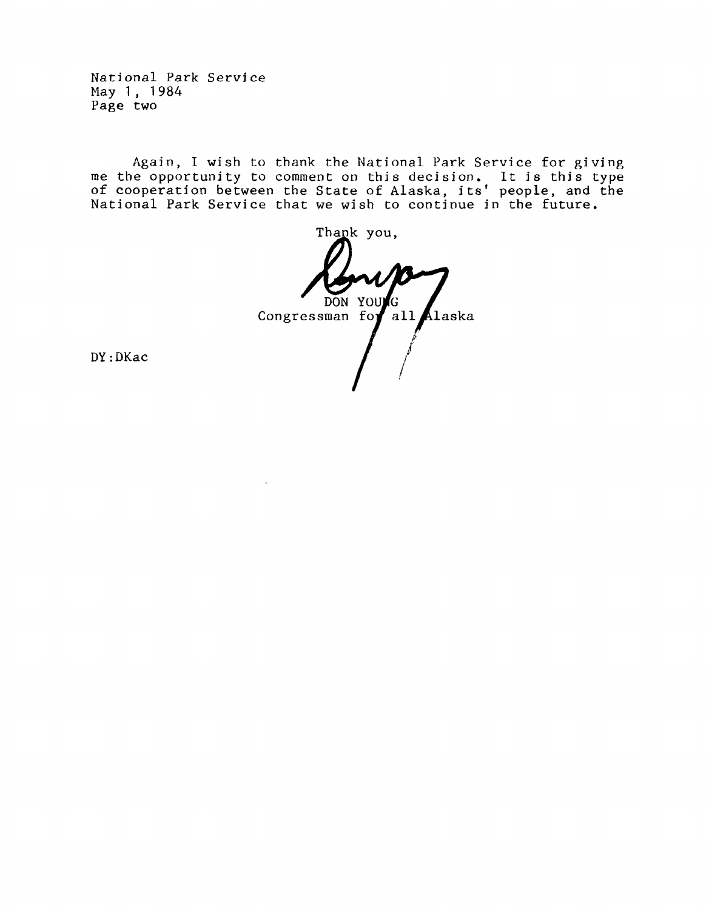National Park Service
May 1, 1984
Page two

Again, I wish to thank the National Park Service for giving me the opportunity to comment on this decision. It is this type of cooperation between the State of Alaska, its' people, and the National Park Service that we wish to continue in the future.

Thank you,

DON YOUNG
Congressman for all Alaska

DY:DKac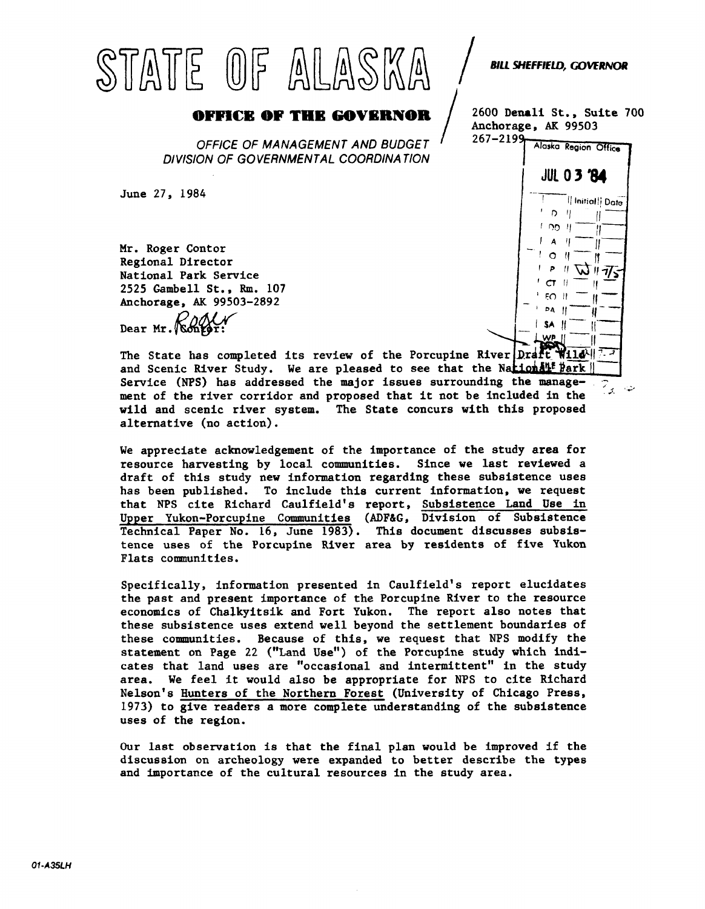# STATE OF ALASKA

**BILL SHEFFIELD, GOVERNOR**

## OFFICE OF THE GOVERNOR

*OFFICE OF MANAGEMENT AND BUDGET*
*DIVISION OF GOVERNMENTAL COORDINATION*

2600 Denali St., Suite 700
Anchorage, AK 99503
267-2199

Alaska Region Office
JUL 03 '84

June 27, 1984

Mr. Roger Contor
Regional Director
National Park Service
2525 Gambell St., Rm. 107
Anchorage, AK 99503-2892

Dear Mr. Contor: Roger

The State has completed its review of the Porcupine River Draft Wild and Scenic River Study. We are pleased to see that the National Park Service (NPS) has addressed the major issues surrounding the management of the river corridor and proposed that it not be included in the wild and scenic river system. The State concurs with this proposed alternative (no action).

We appreciate acknowledgement of the importance of the study area for resource harvesting by local communities. Since we last reviewed a draft of this study new information regarding these subsistence uses has been published. To include this current information, we request that NPS cite Richard Caulfield's report, Subsistence Land Use in Upper Yukon-Porcupine Communities (ADF&G, Division of Subsistence Technical Paper No. 16, June 1983). This document discusses subsistence uses of the Porcupine River area by residents of five Yukon Flats communities.

Specifically, information presented in Caulfield's report elucidates the past and present importance of the Porcupine River to the resource economics of Chalkyitsik and Fort Yukon. The report also notes that these subsistence uses extend well beyond the settlement boundaries of these communities. Because of this, we request that NPS modify the statement on Page 22 ("Land Use") of the Porcupine study which indicates that land uses are "occasional and intermittent" in the study area. We feel it would also be appropriate for NPS to cite Richard Nelson's Hunters of the Northern Forest (University of Chicago Press, 1973) to give readers a more complete understanding of the subsistence uses of the region.

Our last observation is that the final plan would be improved if the discussion on archeology were expanded to better describe the types and importance of the cultural resources in the study area.

01-A35LH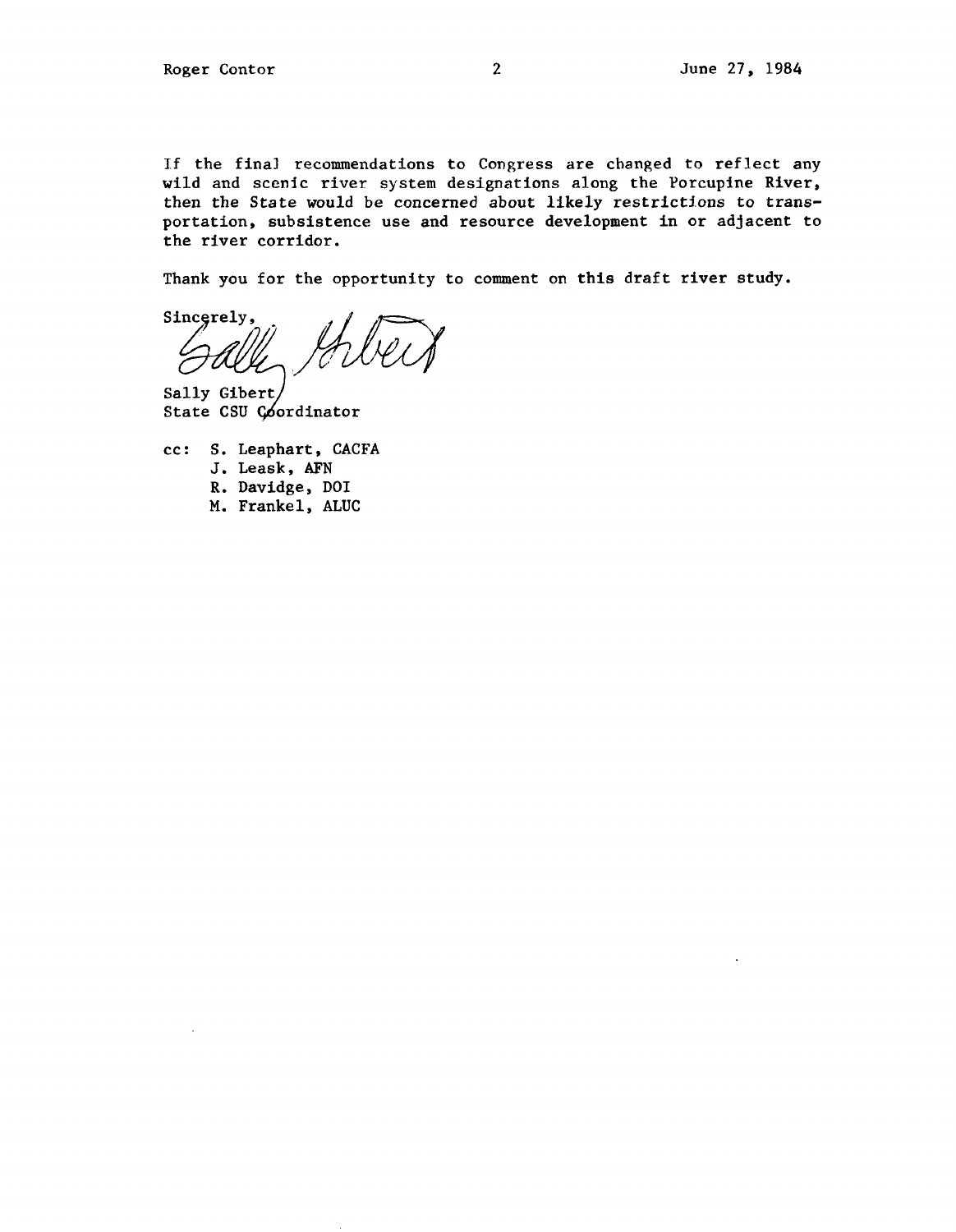If the final recommendations to Congress are changed to reflect any wild and scenic river system designations along the Porcupine River, then the State would be concerned about likely restrictions to transportation, subsistence use and resource development in or adjacent to the river corridor.

Thank you for the opportunity to comment on this draft river study.

Sincerely,

Sally Gibert

Sally Gibert
State CSU Coordinator

cc: S. Leaphart, CACFA
J. Leask, AFN
R. Davidge, DOI
M. Frankel, ALUC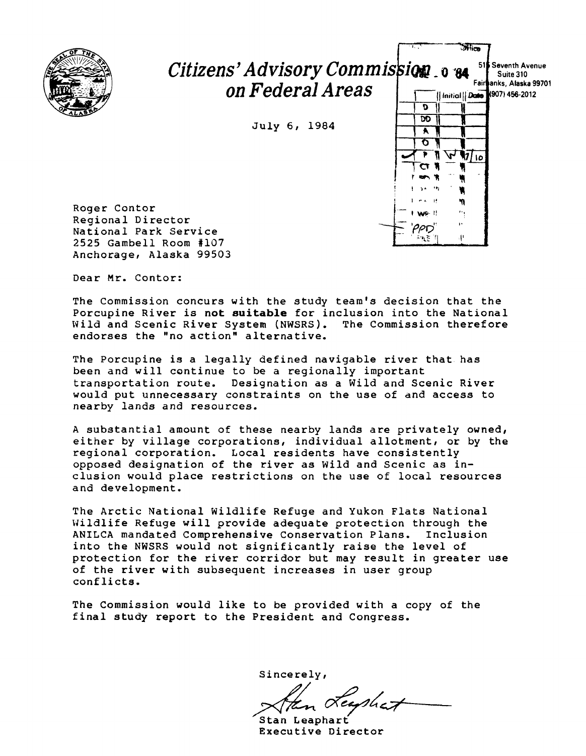# *Citizens' Advisory Commission on Federal Areas*

515 Seventh Avenue
Suite 310
Fairbanks, Alaska 99701
(907) 456-2012

July 6, 1984

Roger Contor
Regional Director
National Park Service
2525 Gambell Room #107
Anchorage, Alaska 99503

Dear Mr. Contor:

The Commission concurs with the study team's decision that the Porcupine River is **not suitable** for inclusion into the National Wild and Scenic River System (NWSRS). The Commission therefore endorses the "no action" alternative.

The Porcupine is a legally defined navigable river that has been and will continue to be a regionally important transportation route. Designation as a Wild and Scenic River would put unnecessary constraints on the use of and access to nearby lands and resources.

A substantial amount of these nearby lands are privately owned, either by village corporations, individual allotment, or by the regional corporation. Local residents have consistently opposed designation of the river as Wild and Scenic as inclusion would place restrictions on the use of local resources and development.

The Arctic National Wildlife Refuge and Yukon Flats National Wildlife Refuge will provide adequate protection through the ANILCA mandated Comprehensive Conservation Plans. Inclusion into the NWSRS would not significantly raise the level of protection for the river corridor but may result in greater use of the river with subsequent increases in user group conflicts.

The Commission would like to be provided with a copy of the final study report to the President and Congress.

Sincerely,

Stan Leaphart
Executive Director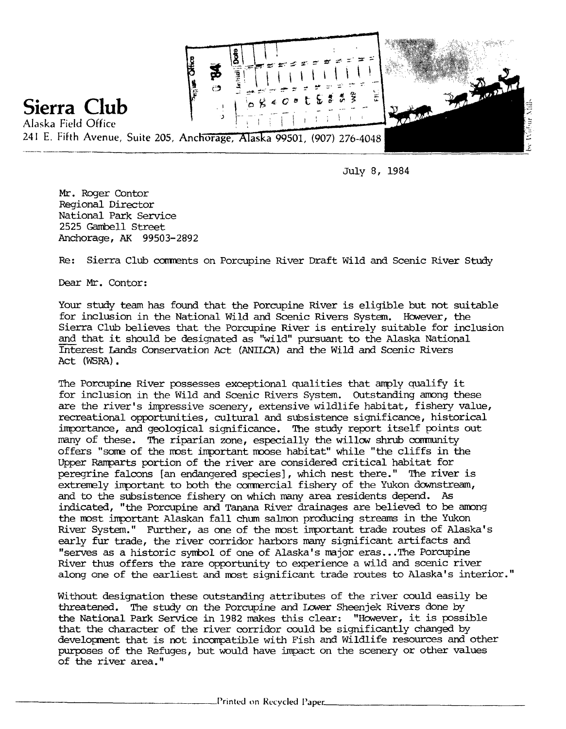**Sierra Club**
Alaska Field Office
241 E. Fifth Avenue, Suite 205, Anchorage, Alaska 99501, (907) 276-4048

July 8, 1984

Mr. Roger Contor
Regional Director
National Park Service
2525 Gambell Street
Anchorage, AK 99503-2892

Re: Sierra Club comments on Porcupine River Draft Wild and Scenic River Study

Dear Mr. Contor:

Your study team has found that the Porcupine River is eligible but not suitable for inclusion in the National Wild and Scenic Rivers System. However, the Sierra Club believes that the Porcupine River is entirely suitable for inclusion and that it should be designated as "wild" pursuant to the Alaska National Interest Lands Conservation Act (ANILCA) and the Wild and Scenic Rivers Act (WSRA).

The Porcupine River possesses exceptional qualities that amply qualify it for inclusion in the Wild and Scenic Rivers System. Outstanding among these are the river's impressive scenery, extensive wildlife habitat, fishery value, recreational opportunities, cultural and subsistence significance, historical importance, and geological significance. The study report itself points out many of these. The riparian zone, especially the willow shrub community offers "some of the most important moose habitat" while "the cliffs in the Upper Ramparts portion of the river are considered critical habitat for peregrine falcons [an endangered species], which nest there." The river is extremely important to both the commercial fishery of the Yukon downstream, and to the subsistence fishery on which many area residents depend. As indicated, "the Porcupine and Tanana River drainages are believed to be among the most important Alaskan fall chum salmon producing streams in the Yukon River System." Further, as one of the most important trade routes of Alaska's early fur trade, the river corridor harbors many significant artifacts and "serves as a historic symbol of one of Alaska's major eras...The Porcupine River thus offers the rare opportunity to experience a wild and scenic river along one of the earliest and most significant trade routes to Alaska's interior."

Without designation these outstanding attributes of the river could easily be threatened. The study on the Porcupine and Lower Sheenjek Rivers done by the National Park Service in 1982 makes this clear: "However, it is possible that the character of the river corridor could be significantly changed by development that is not incompatible with Fish and Wildlife resources and other purposes of the Refuges, but would have impact on the scenery or other values of the river area."

Printed on Recycled Paper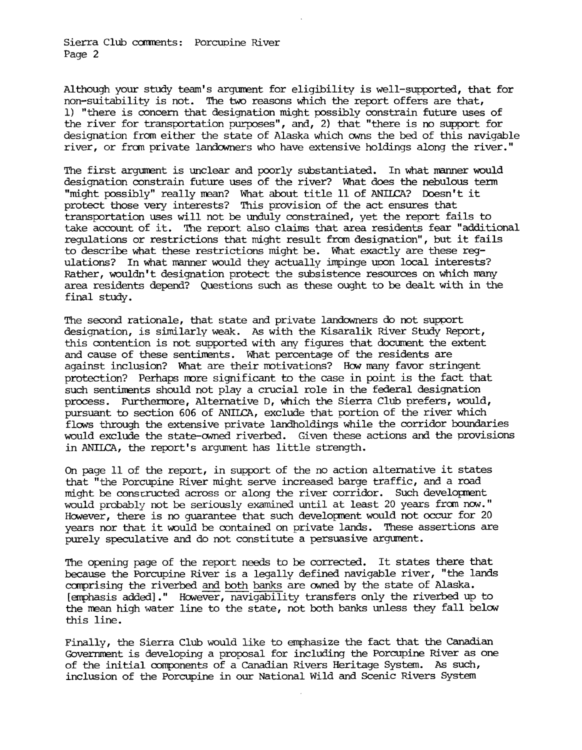Although your study team's argument for eligibility is well-supported, that for non-suitability is not. The two reasons which the report offers are that, 1) "there is concern that designation might possibly constrain future uses of the river for transportation purposes", and, 2) that "there is no support for designation from either the state of Alaska which owns the bed of this navigable river, or from private landowners who have extensive holdings along the river."

The first argument is unclear and poorly substantiated. In what manner would designation constrain future uses of the river? What does the nebulous term "might possibly" really mean? What about title 11 of ANILCA? Doesn't it protect those very interests? This provision of the act ensures that transportation uses will not be unduly constrained, yet the report fails to take account of it. The report also claims that area residents fear "additional regulations or restrictions that might result from designation", but it fails to describe what these restrictions might be. What exactly are these regulations? In what manner would they actually impinge upon local interests? Rather, wouldn't designation protect the subsistence resources on which many area residents depend? Questions such as these ought to be dealt with in the final study.

The second rationale, that state and private landowners do not support designation, is similarly weak. As with the Kisaralik River Study Report, this contention is not supported with any figures that document the extent and cause of these sentiments. What percentage of the residents are against inclusion? What are their motivations? How many favor stringent protection? Perhaps more significant to the case in point is the fact that such sentiments should not play a crucial role in the federal designation process. Furthermore, Alternative D, which the Sierra Club prefers, would, pursuant to section 606 of ANILCA, exclude that portion of the river which flows through the extensive private landholdings while the corridor boundaries would exclude the state-owned riverbed. Given these actions and the provisions in ANILCA, the report's argument has little strength.

On page 11 of the report, in support of the no action alternative it states that "the Porcupine River might serve increased barge traffic, and a road might be constructed across or along the river corridor. Such development would probably not be seriously examined until at least 20 years from now." However, there is no guarantee that such development would not occur for 20 years nor that it would be contained on private lands. These assertions are purely speculative and do not constitute a persuasive argument.

The opening page of the report needs to be corrected. It states there that because the Porcupine River is a legally defined navigable river, "the lands comprising the riverbed <u>and both banks</u> are owned by the state of Alaska. [emphasis added]." However, navigability transfers only the riverbed up to the mean high water line to the state, not both banks unless they fall below this line.

Finally, the Sierra Club would like to emphasize the fact that the Canadian Government is developing a proposal for including the Porcupine River as one of the initial components of a Canadian Rivers Heritage System. As such, inclusion of the Porcupine in our National Wild and Scenic Rivers System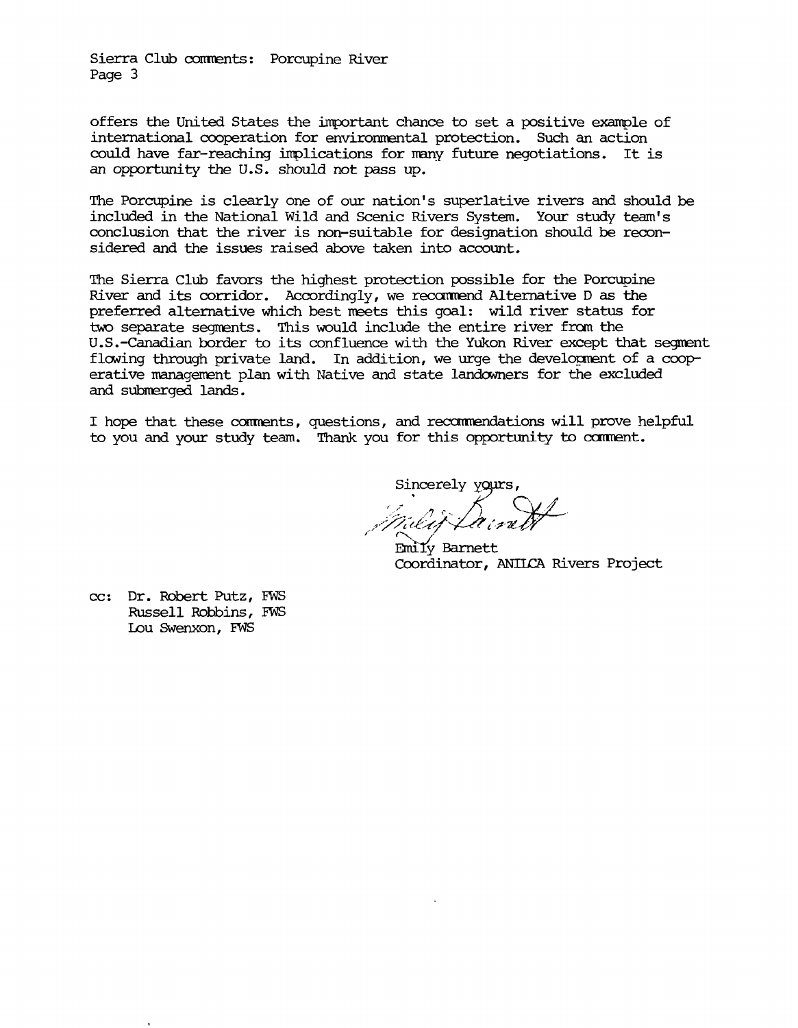offers the United States the important chance to set a positive example of international cooperation for environmental protection. Such an action could have far-reaching implications for many future negotiations. It is an opportunity the U.S. should not pass up.

The Porcupine is clearly one of our nation's superlative rivers and should be included in the National Wild and Scenic Rivers System. Your study team's conclusion that the river is non-suitable for designation should be reconsidered and the issues raised above taken into account.

The Sierra Club favors the highest protection possible for the Porcupine River and its corridor. Accordingly, we recommend Alternative D as the preferred alternative which best meets this goal: wild river status for two separate segments. This would include the entire river from the U.S.-Canadian border to its confluence with the Yukon River except that segment flowing through private land. In addition, we urge the development of a cooperative management plan with Native and state landowners for the excluded and submerged lands.

I hope that these comments, questions, and recommendations will prove helpful to you and your study team. Thank you for this opportunity to comment.

Sincerely yours,

Emily Barnett
Coordinator, ANILCA Rivers Project

cc: Dr. Robert Putz, FWS
Russell Robbins, FWS
Lou Swenxon, FWS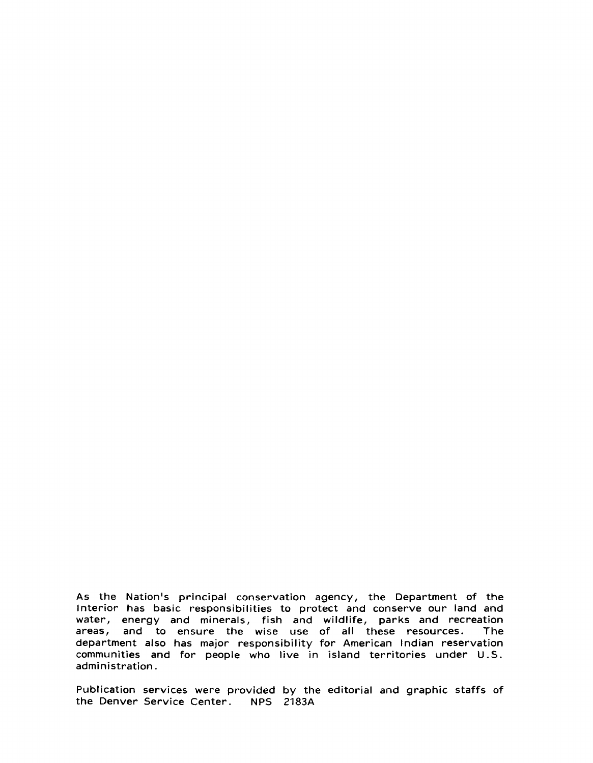As the Nation's principal conservation agency, the Department of the Interior has basic responsibilities to protect and conserve our land and water, energy and minerals, fish and wildlife, parks and recreation areas, and to ensure the wise use of all these resources. The department also has major responsibility for American Indian reservation communities and for people who live in island territories under U.S. administration.

Publication services were provided by the editorial and graphic staffs of the Denver Service Center. NPS 2183A